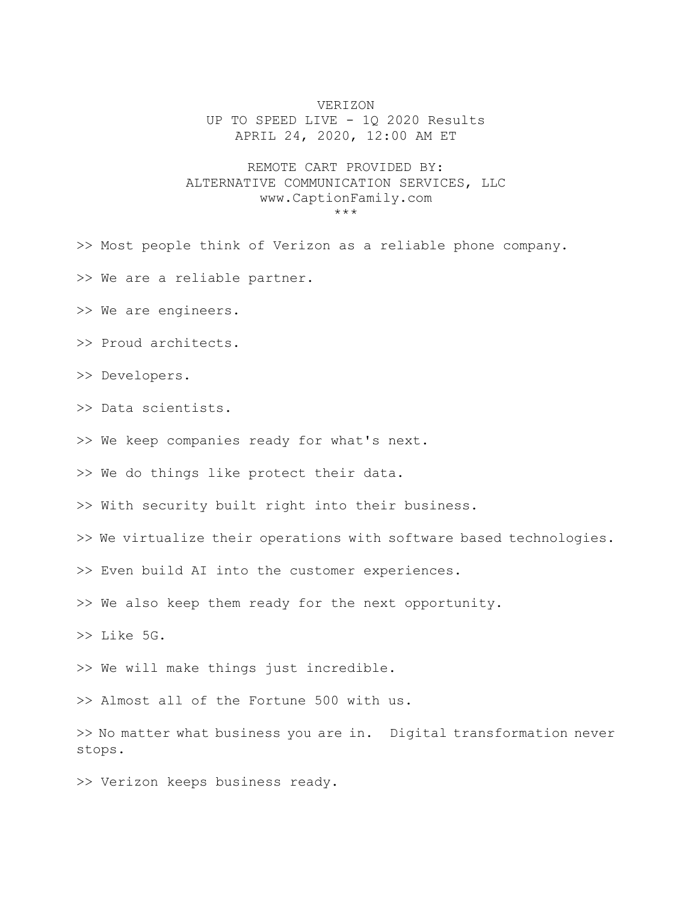# VERIZON

UP TO SPEED LIVE - 1Q 2020 Results

APRIL 24, 2020, 12:00 AM ET

REMOTE CART PROVIDED BY:
ALTERNATIVE COMMUNICATION SERVICES, LLC
www.CaptionFamily.com

***

>> Most people think of Verizon as a reliable phone company.

>> We are a reliable partner.

>> We are engineers.

>> Proud architects.

>> Developers.

>> Data scientists.

>> We keep companies ready for what's next.

>> We do things like protect their data.

>> With security built right into their business.

>> We virtualize their operations with software based technologies.

>> Even build AI into the customer experiences.

>> We also keep them ready for the next opportunity.

>> Like 5G.

>> We will make things just incredible.

>> Almost all of the Fortune 500 with us.

>> No matter what business you are in. Digital transformation never stops.

>> Verizon keeps business ready.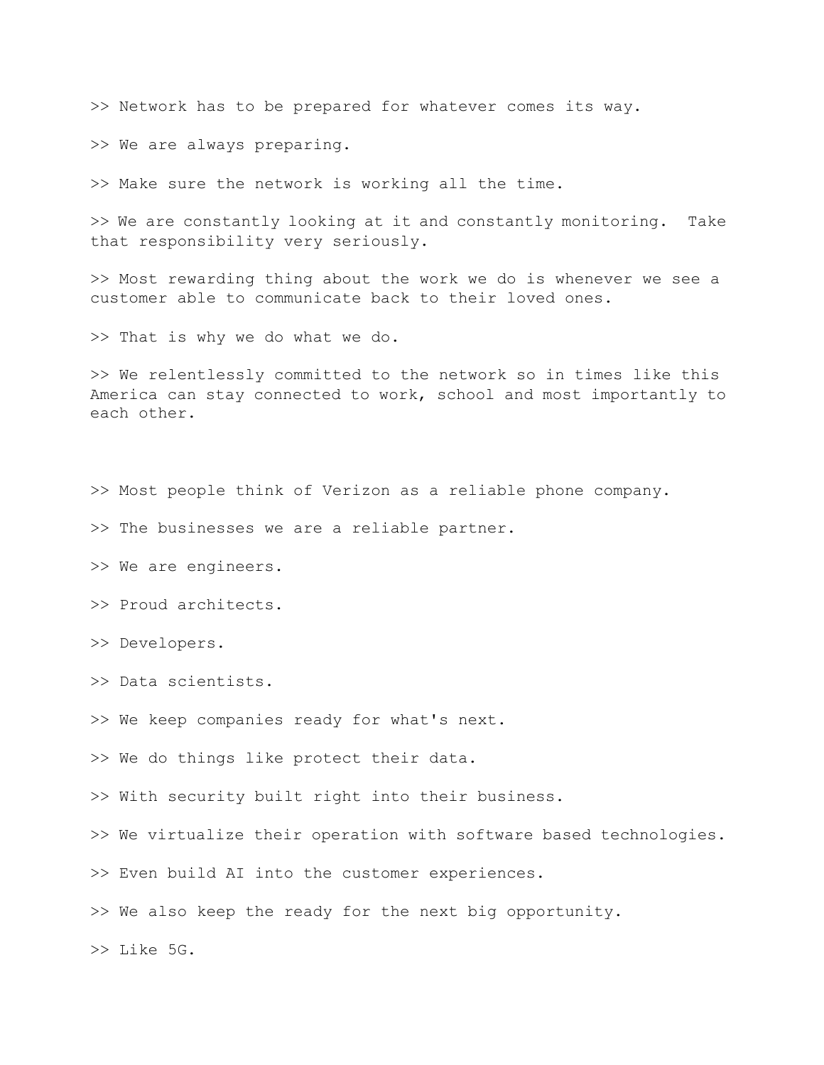>> Network has to be prepared for whatever comes its way.

>> We are always preparing.

>> Make sure the network is working all the time.

>> We are constantly looking at it and constantly monitoring. Take that responsibility very seriously.

>> Most rewarding thing about the work we do is whenever we see a customer able to communicate back to their loved ones.

>> That is why we do what we do.

>> We relentlessly committed to the network so in times like this America can stay connected to work, school and most importantly to each other.

>> Most people think of Verizon as a reliable phone company.

>> The businesses we are a reliable partner.

>> We are engineers.

>> Proud architects.

>> Developers.

>> Data scientists.

>> We keep companies ready for what's next.

>> We do things like protect their data.

>> With security built right into their business.

>> We virtualize their operation with software based technologies.

>> Even build AI into the customer experiences.

>> We also keep the ready for the next big opportunity.

>> Like 5G.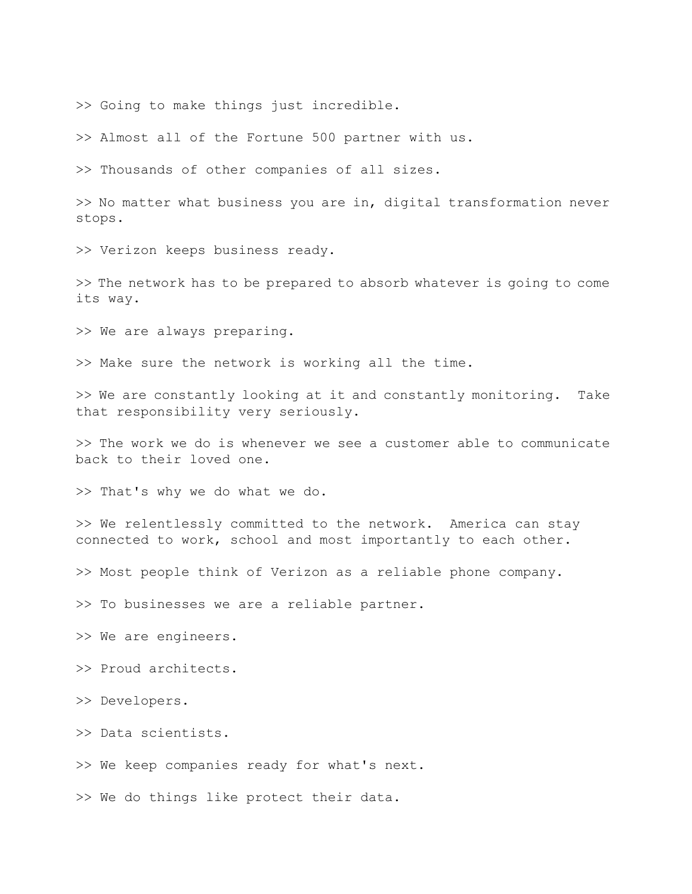>> Going to make things just incredible.

>> Almost all of the Fortune 500 partner with us.

>> Thousands of other companies of all sizes.

>> No matter what business you are in, digital transformation never stops.

>> Verizon keeps business ready.

>> The network has to be prepared to absorb whatever is going to come its way.

>> We are always preparing.

>> Make sure the network is working all the time.

>> We are constantly looking at it and constantly monitoring.  Take that responsibility very seriously.

>> The work we do is whenever we see a customer able to communicate back to their loved one.

>> That's why we do what we do.

>> We relentlessly committed to the network.  America can stay connected to work, school and most importantly to each other.

>> Most people think of Verizon as a reliable phone company.

>> To businesses we are a reliable partner.

>> We are engineers.

>> Proud architects.

>> Developers.

>> Data scientists.

>> We keep companies ready for what's next.

>> We do things like protect their data.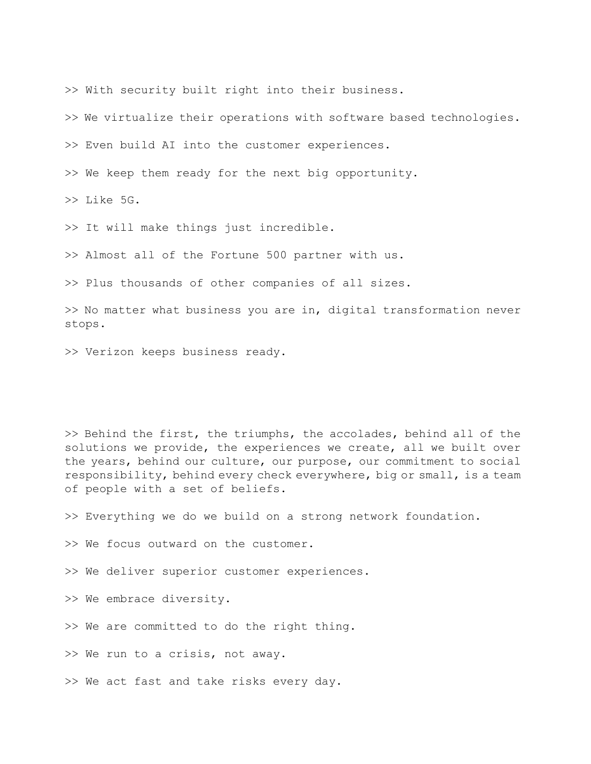>> With security built right into their business.

>> We virtualize their operations with software based technologies.

>> Even build AI into the customer experiences.

>> We keep them ready for the next big opportunity.

>> Like 5G.

>> It will make things just incredible.

>> Almost all of the Fortune 500 partner with us.

>> Plus thousands of other companies of all sizes.

>> No matter what business you are in, digital transformation never stops.

>> Verizon keeps business ready.

>> Behind the first, the triumphs, the accolades, behind all of the solutions we provide, the experiences we create, all we built over the years, behind our culture, our purpose, our commitment to social responsibility, behind every check everywhere, big or small, is a team of people with a set of beliefs.

>> Everything we do we build on a strong network foundation.

>> We focus outward on the customer.

>> We deliver superior customer experiences.

>> We embrace diversity.

>> We are committed to do the right thing.

>> We run to a crisis, not away.

>> We act fast and take risks every day.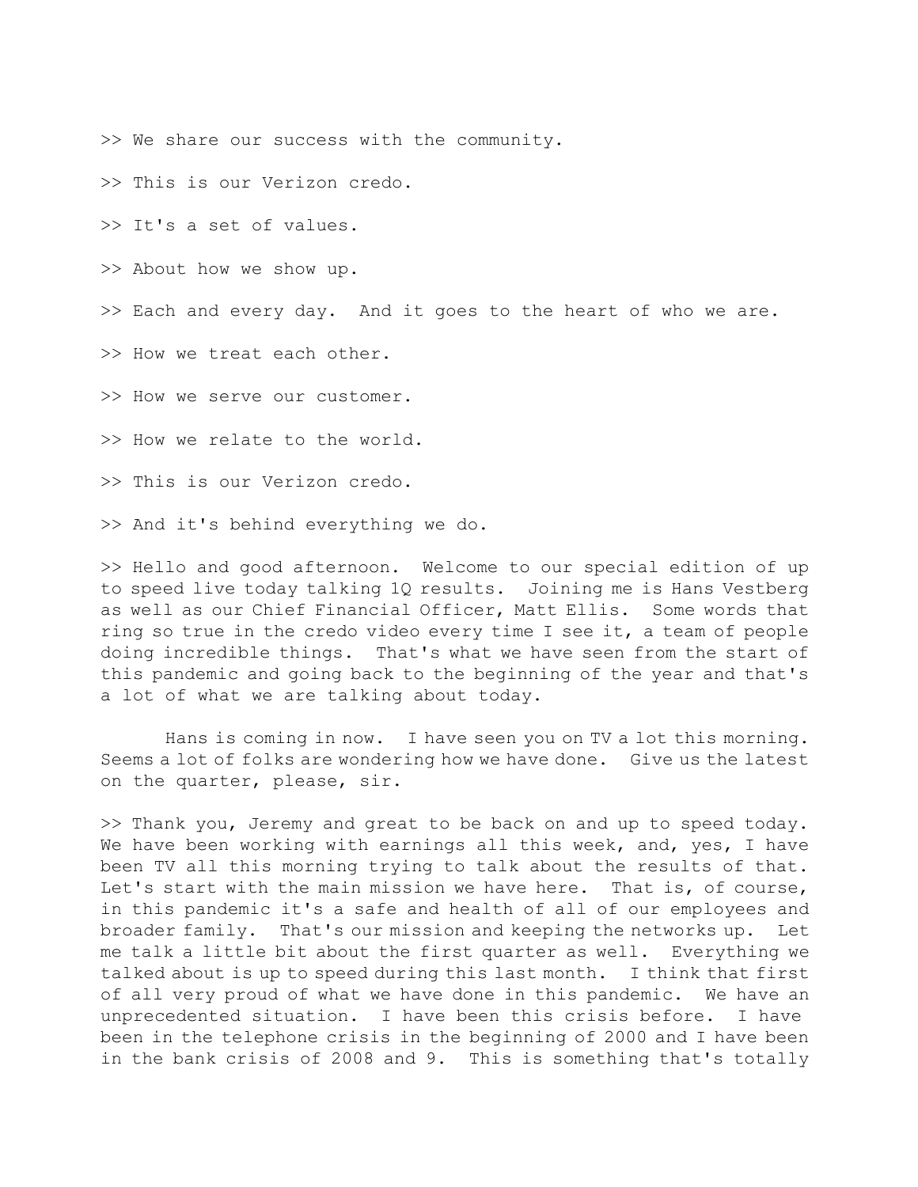>> We share our success with the community.

>> This is our Verizon credo.

>> It's a set of values.

>> About how we show up.

>> Each and every day. And it goes to the heart of who we are.

>> How we treat each other.

>> How we serve our customer.

>> How we relate to the world.

>> This is our Verizon credo.

>> And it's behind everything we do.

>> Hello and good afternoon. Welcome to our special edition of up to speed live today talking 1Q results. Joining me is Hans Vestberg as well as our Chief Financial Officer, Matt Ellis. Some words that ring so true in the credo video every time I see it, a team of people doing incredible things. That's what we have seen from the start of this pandemic and going back to the beginning of the year and that's a lot of what we are talking about today.

Hans is coming in now. I have seen you on TV a lot this morning. Seems a lot of folks are wondering how we have done. Give us the latest on the quarter, please, sir.

>> Thank you, Jeremy and great to be back on and up to speed today. We have been working with earnings all this week, and, yes, I have been TV all this morning trying to talk about the results of that. Let's start with the main mission we have here. That is, of course, in this pandemic it's a safe and health of all of our employees and broader family. That's our mission and keeping the networks up. Let me talk a little bit about the first quarter as well. Everything we talked about is up to speed during this last month. I think that first of all very proud of what we have done in this pandemic. We have an unprecedented situation. I have been this crisis before. I have been in the telephone crisis in the beginning of 2000 and I have been in the bank crisis of 2008 and 9. This is something that's totally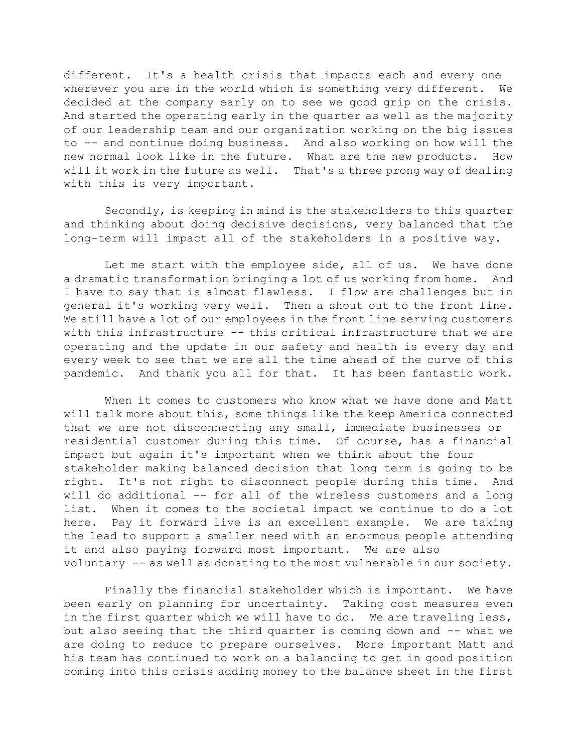different. It's a health crisis that impacts each and every one wherever you are in the world which is something very different. We decided at the company early on to see we good grip on the crisis. And started the operating early in the quarter as well as the majority of our leadership team and our organization working on the big issues to -- and continue doing business. And also working on how will the new normal look like in the future. What are the new products. How will it work in the future as well. That's a three prong way of dealing with this is very important.

Secondly, is keeping in mind is the stakeholders to this quarter and thinking about doing decisive decisions, very balanced that the long-term will impact all of the stakeholders in a positive way.

Let me start with the employee side, all of us. We have done a dramatic transformation bringing a lot of us working from home. And I have to say that is almost flawless. I flow are challenges but in general it's working very well. Then a shout out to the front line. We still have a lot of our employees in the front line serving customers with this infrastructure -- this critical infrastructure that we are operating and the update in our safety and health is every day and every week to see that we are all the time ahead of the curve of this pandemic. And thank you all for that. It has been fantastic work.

When it comes to customers who know what we have done and Matt will talk more about this, some things like the keep America connected that we are not disconnecting any small, immediate businesses or residential customer during this time. Of course, has a financial impact but again it's important when we think about the four stakeholder making balanced decision that long term is going to be right. It's not right to disconnect people during this time. And will do additional -- for all of the wireless customers and a long list. When it comes to the societal impact we continue to do a lot here. Pay it forward live is an excellent example. We are taking the lead to support a smaller need with an enormous people attending it and also paying forward most important. We are also voluntary -- as well as donating to the most vulnerable in our society.

Finally the financial stakeholder which is important. We have been early on planning for uncertainty. Taking cost measures even in the first quarter which we will have to do. We are traveling less, but also seeing that the third quarter is coming down and -- what we are doing to reduce to prepare ourselves. More important Matt and his team has continued to work on a balancing to get in good position coming into this crisis adding money to the balance sheet in the first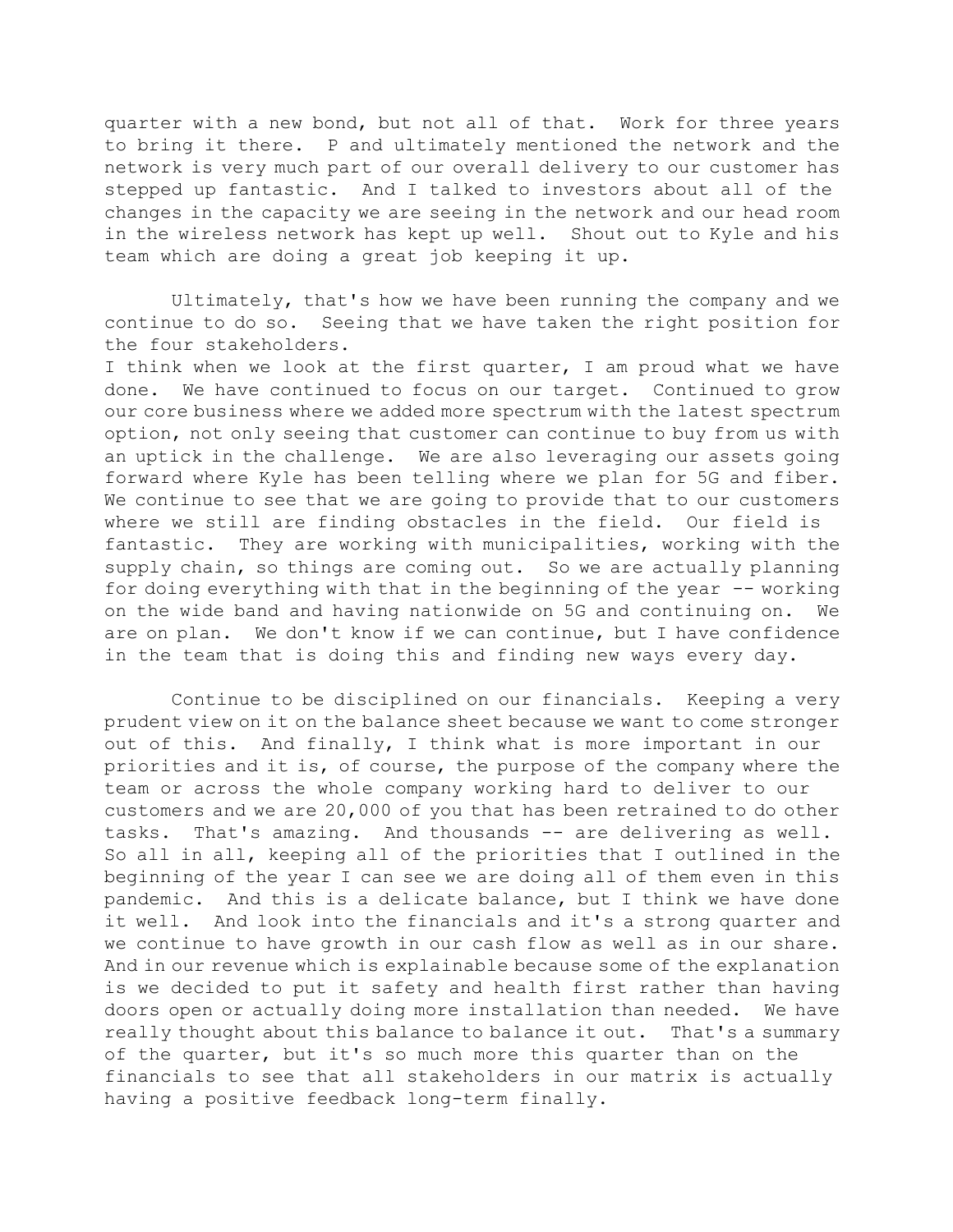quarter with a new bond, but not all of that. Work for three years to bring it there. P and ultimately mentioned the network and the network is very much part of our overall delivery to our customer has stepped up fantastic. And I talked to investors about all of the changes in the capacity we are seeing in the network and our head room in the wireless network has kept up well. Shout out to Kyle and his team which are doing a great job keeping it up.

Ultimately, that's how we have been running the company and we continue to do so. Seeing that we have taken the right position for the four stakeholders.

I think when we look at the first quarter, I am proud what we have done. We have continued to focus on our target. Continued to grow our core business where we added more spectrum with the latest spectrum option, not only seeing that customer can continue to buy from us with an uptick in the challenge. We are also leveraging our assets going forward where Kyle has been telling where we plan for 5G and fiber. We continue to see that we are going to provide that to our customers where we still are finding obstacles in the field. Our field is fantastic. They are working with municipalities, working with the supply chain, so things are coming out. So we are actually planning for doing everything with that in the beginning of the year -- working on the wide band and having nationwide on 5G and continuing on. We are on plan. We don't know if we can continue, but I have confidence in the team that is doing this and finding new ways every day.

Continue to be disciplined on our financials. Keeping a very prudent view on it on the balance sheet because we want to come stronger out of this. And finally, I think what is more important in our priorities and it is, of course, the purpose of the company where the team or across the whole company working hard to deliver to our customers and we are 20,000 of you that has been retrained to do other tasks. That's amazing. And thousands -- are delivering as well. So all in all, keeping all of the priorities that I outlined in the beginning of the year I can see we are doing all of them even in this pandemic. And this is a delicate balance, but I think we have done it well. And look into the financials and it's a strong quarter and we continue to have growth in our cash flow as well as in our share. And in our revenue which is explainable because some of the explanation is we decided to put it safety and health first rather than having doors open or actually doing more installation than needed. We have really thought about this balance to balance it out. That's a summary of the quarter, but it's so much more this quarter than on the financials to see that all stakeholders in our matrix is actually having a positive feedback long-term finally.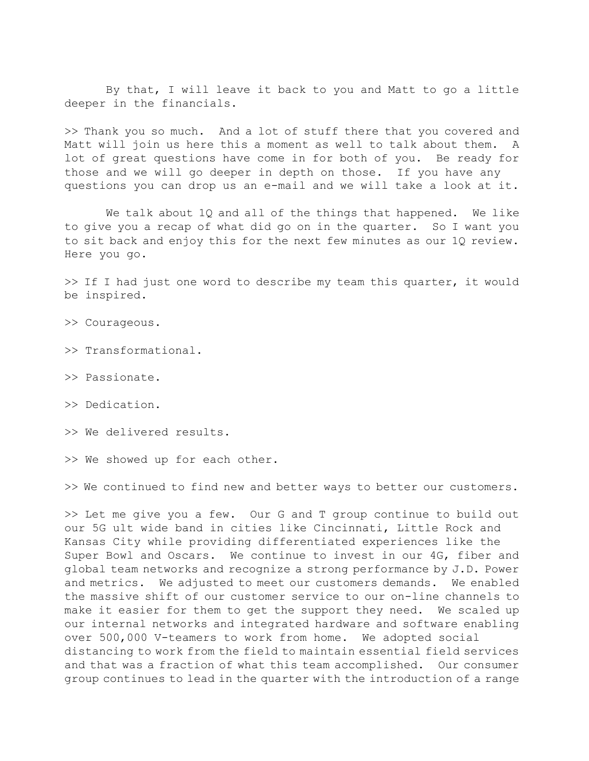By that, I will leave it back to you and Matt to go a little deeper in the financials.

>> Thank you so much. And a lot of stuff there that you covered and Matt will join us here this a moment as well to talk about them. A lot of great questions have come in for both of you. Be ready for those and we will go deeper in depth on those. If you have any questions you can drop us an e-mail and we will take a look at it.

We talk about 1Q and all of the things that happened. We like to give you a recap of what did go on in the quarter. So I want you to sit back and enjoy this for the next few minutes as our 1Q review. Here you go.

>> If I had just one word to describe my team this quarter, it would be inspired.

>> Courageous.

>> Transformational.

>> Passionate.

>> Dedication.

>> We delivered results.

>> We showed up for each other.

>> We continued to find new and better ways to better our customers.

>> Let me give you a few. Our G and T group continue to build out our 5G ult wide band in cities like Cincinnati, Little Rock and Kansas City while providing differentiated experiences like the Super Bowl and Oscars. We continue to invest in our 4G, fiber and global team networks and recognize a strong performance by J.D. Power and metrics. We adjusted to meet our customers demands. We enabled the massive shift of our customer service to our on-line channels to make it easier for them to get the support they need. We scaled up our internal networks and integrated hardware and software enabling over 500,000 V-teamers to work from home. We adopted social distancing to work from the field to maintain essential field services and that was a fraction of what this team accomplished. Our consumer group continues to lead in the quarter with the introduction of a range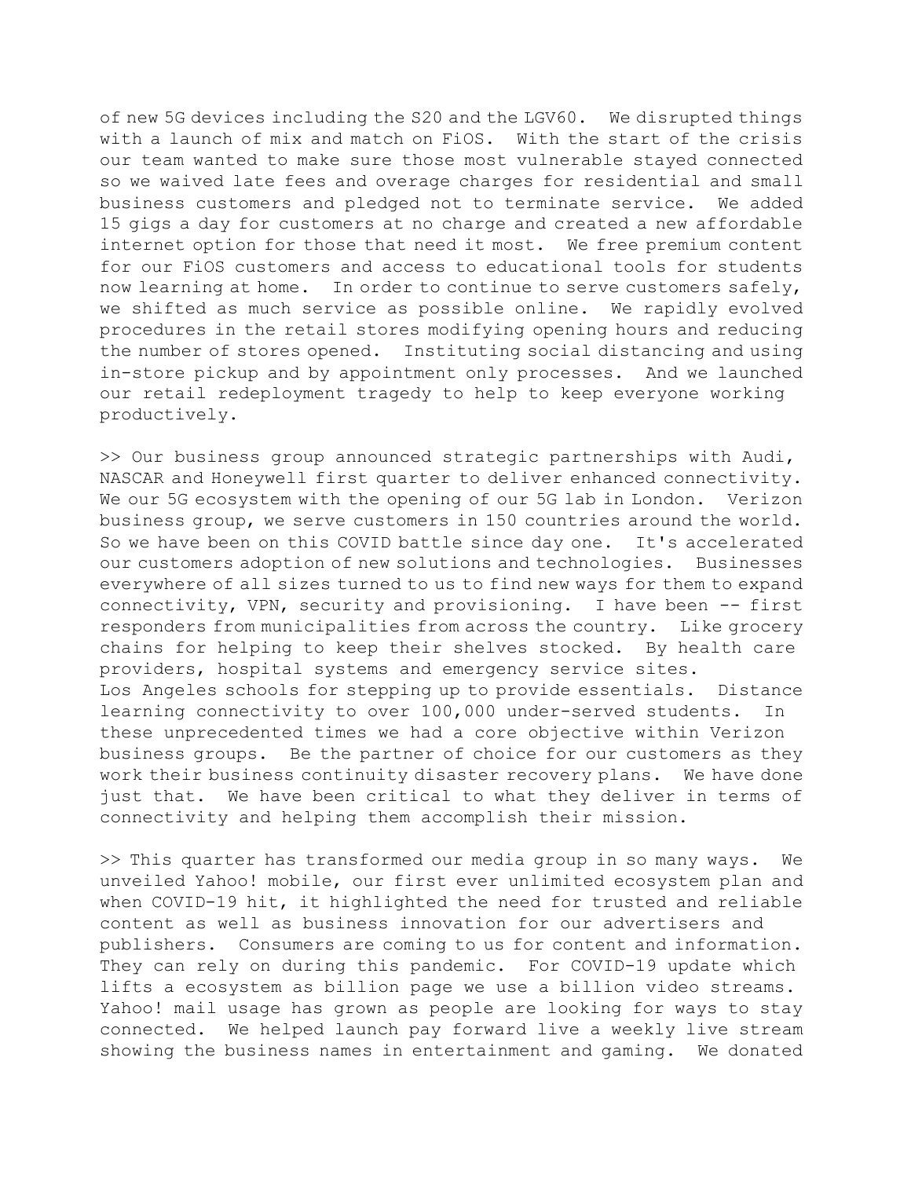of new 5G devices including the S20 and the LGV60. We disrupted things with a launch of mix and match on FiOS. With the start of the crisis our team wanted to make sure those most vulnerable stayed connected so we waived late fees and overage charges for residential and small business customers and pledged not to terminate service. We added 15 gigs a day for customers at no charge and created a new affordable internet option for those that need it most. We free premium content for our FiOS customers and access to educational tools for students now learning at home. In order to continue to serve customers safely, we shifted as much service as possible online. We rapidly evolved procedures in the retail stores modifying opening hours and reducing the number of stores opened. Instituting social distancing and using in-store pickup and by appointment only processes. And we launched our retail redeployment tragedy to help to keep everyone working productively.

>> Our business group announced strategic partnerships with Audi, NASCAR and Honeywell first quarter to deliver enhanced connectivity. We our 5G ecosystem with the opening of our 5G lab in London. Verizon business group, we serve customers in 150 countries around the world. So we have been on this COVID battle since day one. It's accelerated our customers adoption of new solutions and technologies. Businesses everywhere of all sizes turned to us to find new ways for them to expand connectivity, VPN, security and provisioning. I have been -- first responders from municipalities from across the country. Like grocery chains for helping to keep their shelves stocked. By health care providers, hospital systems and emergency service sites.
Los Angeles schools for stepping up to provide essentials. Distance learning connectivity to over 100,000 under-served students. In these unprecedented times we had a core objective within Verizon business groups. Be the partner of choice for our customers as they work their business continuity disaster recovery plans. We have done just that. We have been critical to what they deliver in terms of connectivity and helping them accomplish their mission.

>> This quarter has transformed our media group in so many ways. We unveiled Yahoo! mobile, our first ever unlimited ecosystem plan and when COVID-19 hit, it highlighted the need for trusted and reliable content as well as business innovation for our advertisers and publishers. Consumers are coming to us for content and information. They can rely on during this pandemic. For COVID-19 update which lifts a ecosystem as billion page we use a billion video streams. Yahoo! mail usage has grown as people are looking for ways to stay connected. We helped launch pay forward live a weekly live stream showing the business names in entertainment and gaming. We donated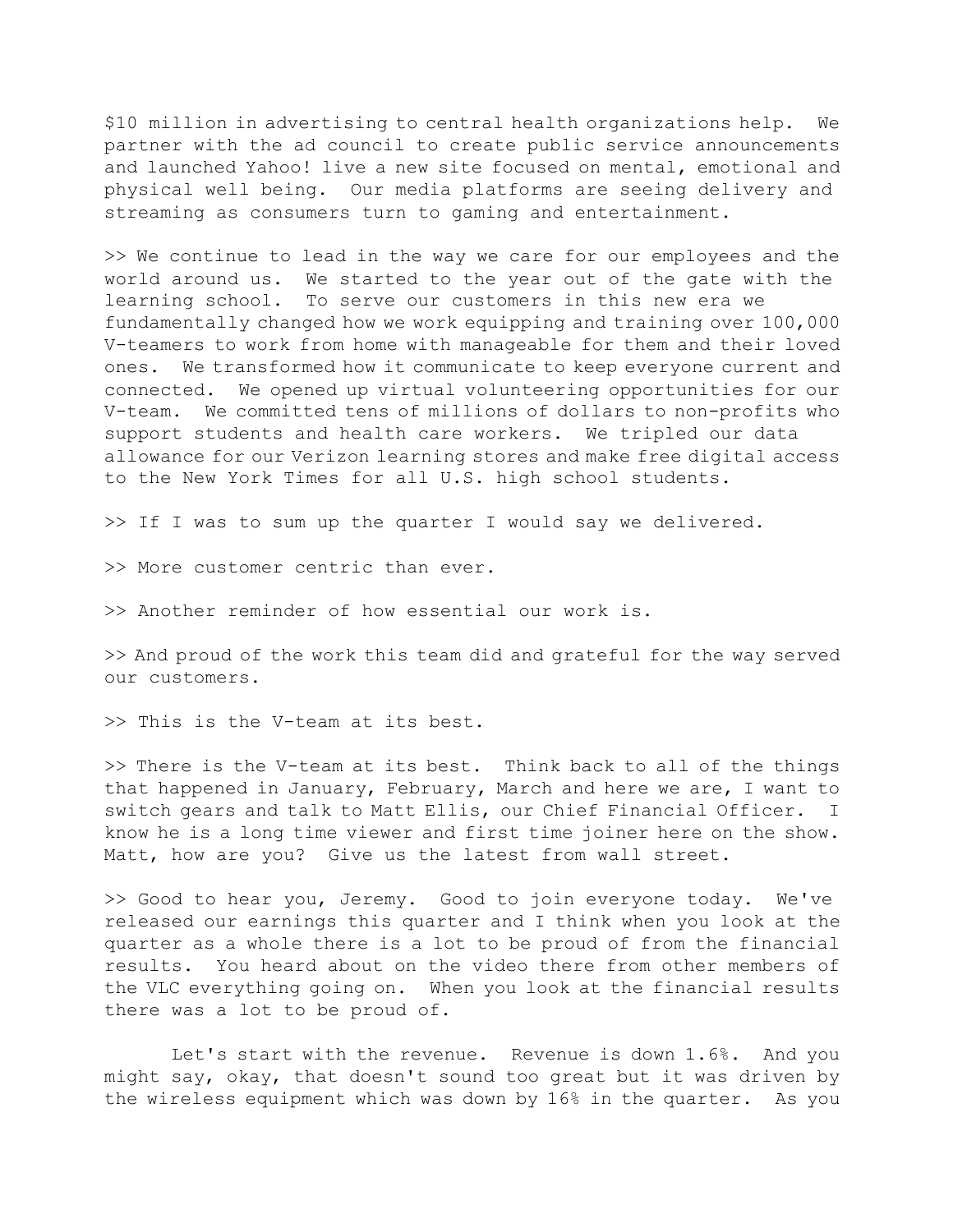$10 million in advertising to central health organizations help. We partner with the ad council to create public service announcements and launched Yahoo! live a new site focused on mental, emotional and physical well being. Our media platforms are seeing delivery and streaming as consumers turn to gaming and entertainment.

>> We continue to lead in the way we care for our employees and the world around us. We started to the year out of the gate with the learning school. To serve our customers in this new era we fundamentally changed how we work equipping and training over 100,000 V-teamers to work from home with manageable for them and their loved ones. We transformed how it communicate to keep everyone current and connected. We opened up virtual volunteering opportunities for our V-team. We committed tens of millions of dollars to non-profits who support students and health care workers. We tripled our data allowance for our Verizon learning stores and make free digital access to the New York Times for all U.S. high school students.

>> If I was to sum up the quarter I would say we delivered.

>> More customer centric than ever.

>> Another reminder of how essential our work is.

>> And proud of the work this team did and grateful for the way served our customers.

>> This is the V-team at its best.

>> There is the V-team at its best. Think back to all of the things that happened in January, February, March and here we are, I want to switch gears and talk to Matt Ellis, our Chief Financial Officer. I know he is a long time viewer and first time joiner here on the show. Matt, how are you? Give us the latest from wall street.

>> Good to hear you, Jeremy. Good to join everyone today. We've released our earnings this quarter and I think when you look at the quarter as a whole there is a lot to be proud of from the financial results. You heard about on the video there from other members of the VLC everything going on. When you look at the financial results there was a lot to be proud of.

Let's start with the revenue. Revenue is down 1.6%. And you might say, okay, that doesn't sound too great but it was driven by the wireless equipment which was down by 16% in the quarter. As you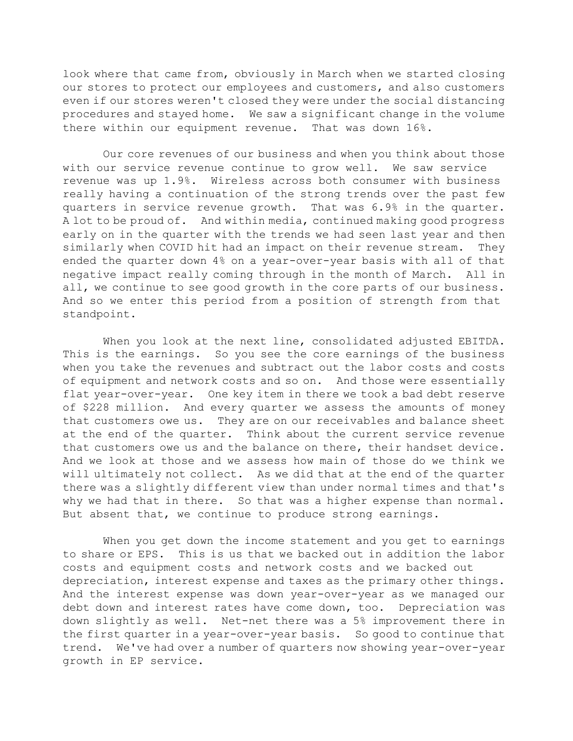look where that came from, obviously in March when we started closing our stores to protect our employees and customers, and also customers even if our stores weren't closed they were under the social distancing procedures and stayed home. We saw a significant change in the volume there within our equipment revenue. That was down 16%.

Our core revenues of our business and when you think about those with our service revenue continue to grow well. We saw service revenue was up 1.9%. Wireless across both consumer with business really having a continuation of the strong trends over the past few quarters in service revenue growth. That was 6.9% in the quarter. A lot to be proud of. And within media, continued making good progress early on in the quarter with the trends we had seen last year and then similarly when COVID hit had an impact on their revenue stream. They ended the quarter down 4% on a year-over-year basis with all of that negative impact really coming through in the month of March. All in all, we continue to see good growth in the core parts of our business. And so we enter this period from a position of strength from that standpoint.

When you look at the next line, consolidated adjusted EBITDA. This is the earnings. So you see the core earnings of the business when you take the revenues and subtract out the labor costs and costs of equipment and network costs and so on. And those were essentially flat year-over-year. One key item in there we took a bad debt reserve of $228 million. And every quarter we assess the amounts of money that customers owe us. They are on our receivables and balance sheet at the end of the quarter. Think about the current service revenue that customers owe us and the balance on there, their handset device. And we look at those and we assess how main of those do we think we will ultimately not collect. As we did that at the end of the quarter there was a slightly different view than under normal times and that's why we had that in there. So that was a higher expense than normal. But absent that, we continue to produce strong earnings.

When you get down the income statement and you get to earnings to share or EPS. This is us that we backed out in addition the labor costs and equipment costs and network costs and we backed out depreciation, interest expense and taxes as the primary other things. And the interest expense was down year-over-year as we managed our debt down and interest rates have come down, too. Depreciation was down slightly as well. Net-net there was a 5% improvement there in the first quarter in a year-over-year basis. So good to continue that trend. We've had over a number of quarters now showing year-over-year growth in EP service.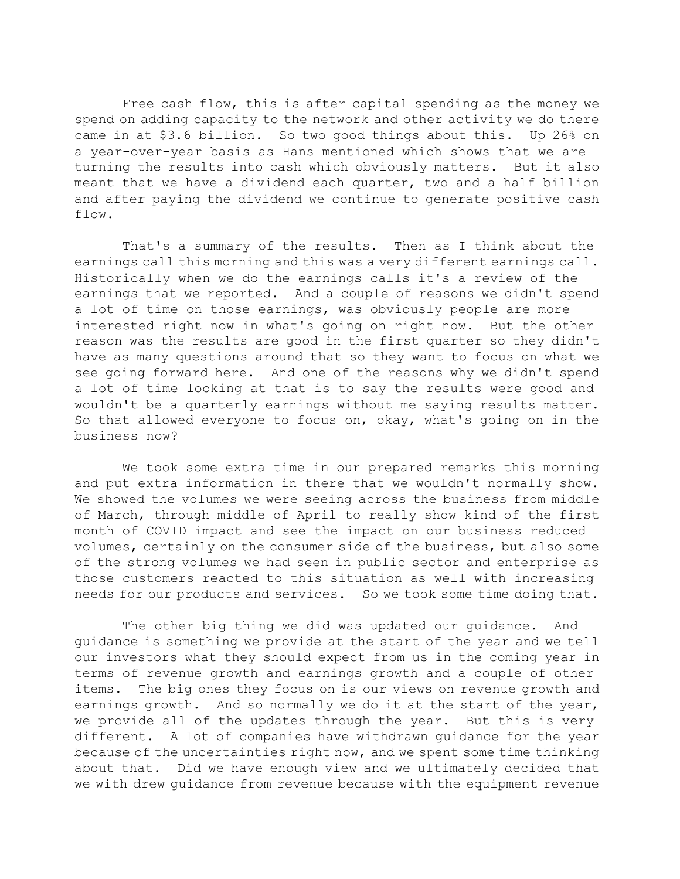Free cash flow, this is after capital spending as the money we spend on adding capacity to the network and other activity we do there came in at $3.6 billion. So two good things about this. Up 26% on a year-over-year basis as Hans mentioned which shows that we are turning the results into cash which obviously matters. But it also meant that we have a dividend each quarter, two and a half billion and after paying the dividend we continue to generate positive cash flow.

That's a summary of the results. Then as I think about the earnings call this morning and this was a very different earnings call. Historically when we do the earnings calls it's a review of the earnings that we reported. And a couple of reasons we didn't spend a lot of time on those earnings, was obviously people are more interested right now in what's going on right now. But the other reason was the results are good in the first quarter so they didn't have as many questions around that so they want to focus on what we see going forward here. And one of the reasons why we didn't spend a lot of time looking at that is to say the results were good and wouldn't be a quarterly earnings without me saying results matter. So that allowed everyone to focus on, okay, what's going on in the business now?

We took some extra time in our prepared remarks this morning and put extra information in there that we wouldn't normally show. We showed the volumes we were seeing across the business from middle of March, through middle of April to really show kind of the first month of COVID impact and see the impact on our business reduced volumes, certainly on the consumer side of the business, but also some of the strong volumes we had seen in public sector and enterprise as those customers reacted to this situation as well with increasing needs for our products and services. So we took some time doing that.

The other big thing we did was updated our guidance. And guidance is something we provide at the start of the year and we tell our investors what they should expect from us in the coming year in terms of revenue growth and earnings growth and a couple of other items. The big ones they focus on is our views on revenue growth and earnings growth. And so normally we do it at the start of the year, we provide all of the updates through the year. But this is very different. A lot of companies have withdrawn guidance for the year because of the uncertainties right now, and we spent some time thinking about that. Did we have enough view and we ultimately decided that we with drew guidance from revenue because with the equipment revenue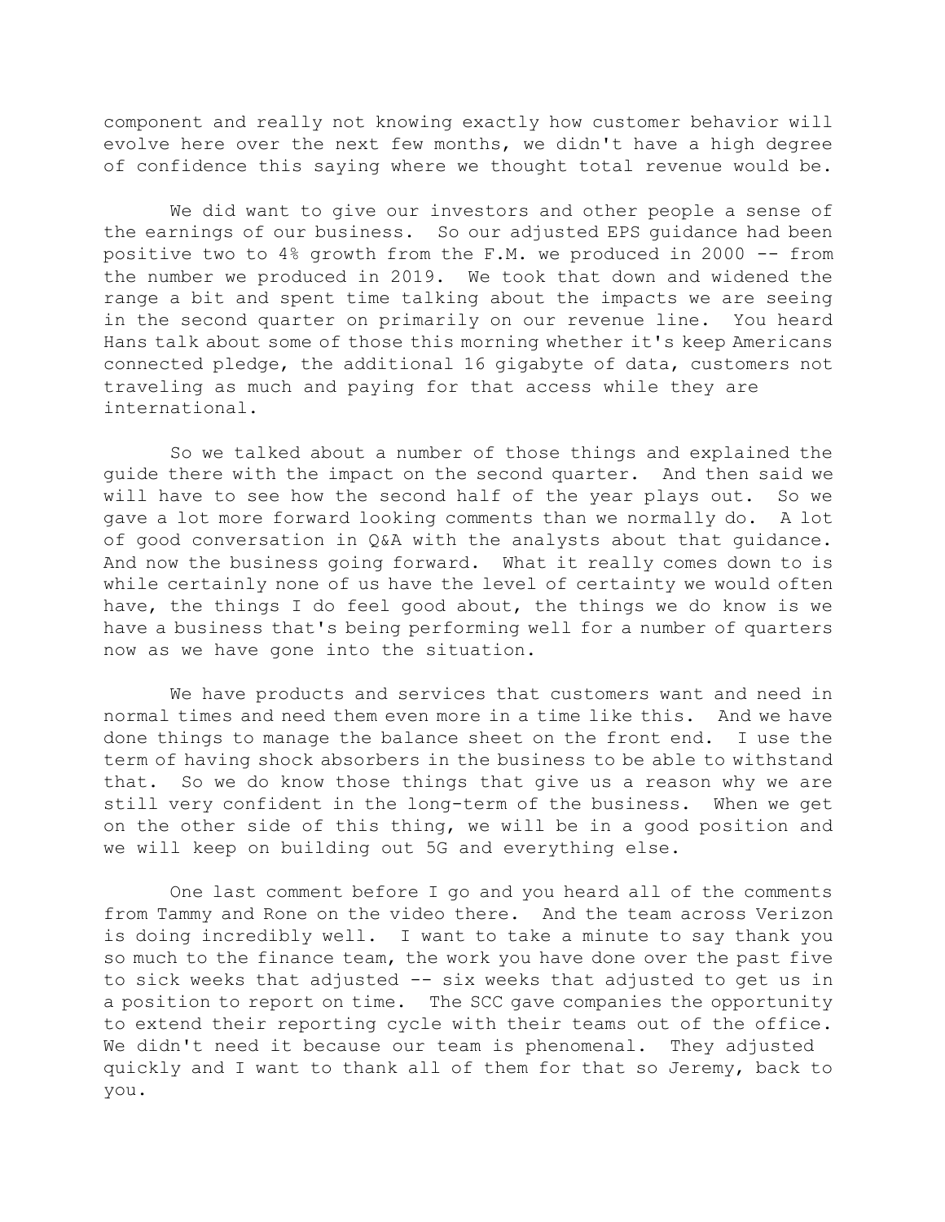component and really not knowing exactly how customer behavior will evolve here over the next few months, we didn't have a high degree of confidence this saying where we thought total revenue would be.

We did want to give our investors and other people a sense of the earnings of our business. So our adjusted EPS guidance had been positive two to 4% growth from the F.M. we produced in 2000 -- from the number we produced in 2019. We took that down and widened the range a bit and spent time talking about the impacts we are seeing in the second quarter on primarily on our revenue line. You heard Hans talk about some of those this morning whether it's keep Americans connected pledge, the additional 16 gigabyte of data, customers not traveling as much and paying for that access while they are international.

So we talked about a number of those things and explained the guide there with the impact on the second quarter. And then said we will have to see how the second half of the year plays out. So we gave a lot more forward looking comments than we normally do. A lot of good conversation in Q&A with the analysts about that guidance. And now the business going forward. What it really comes down to is while certainly none of us have the level of certainty we would often have, the things I do feel good about, the things we do know is we have a business that's being performing well for a number of quarters now as we have gone into the situation.

We have products and services that customers want and need in normal times and need them even more in a time like this. And we have done things to manage the balance sheet on the front end. I use the term of having shock absorbers in the business to be able to withstand that. So we do know those things that give us a reason why we are still very confident in the long-term of the business. When we get on the other side of this thing, we will be in a good position and we will keep on building out 5G and everything else.

One last comment before I go and you heard all of the comments from Tammy and Rone on the video there. And the team across Verizon is doing incredibly well. I want to take a minute to say thank you so much to the finance team, the work you have done over the past five to sick weeks that adjusted -- six weeks that adjusted to get us in a position to report on time. The SCC gave companies the opportunity to extend their reporting cycle with their teams out of the office. We didn't need it because our team is phenomenal. They adjusted quickly and I want to thank all of them for that so Jeremy, back to you.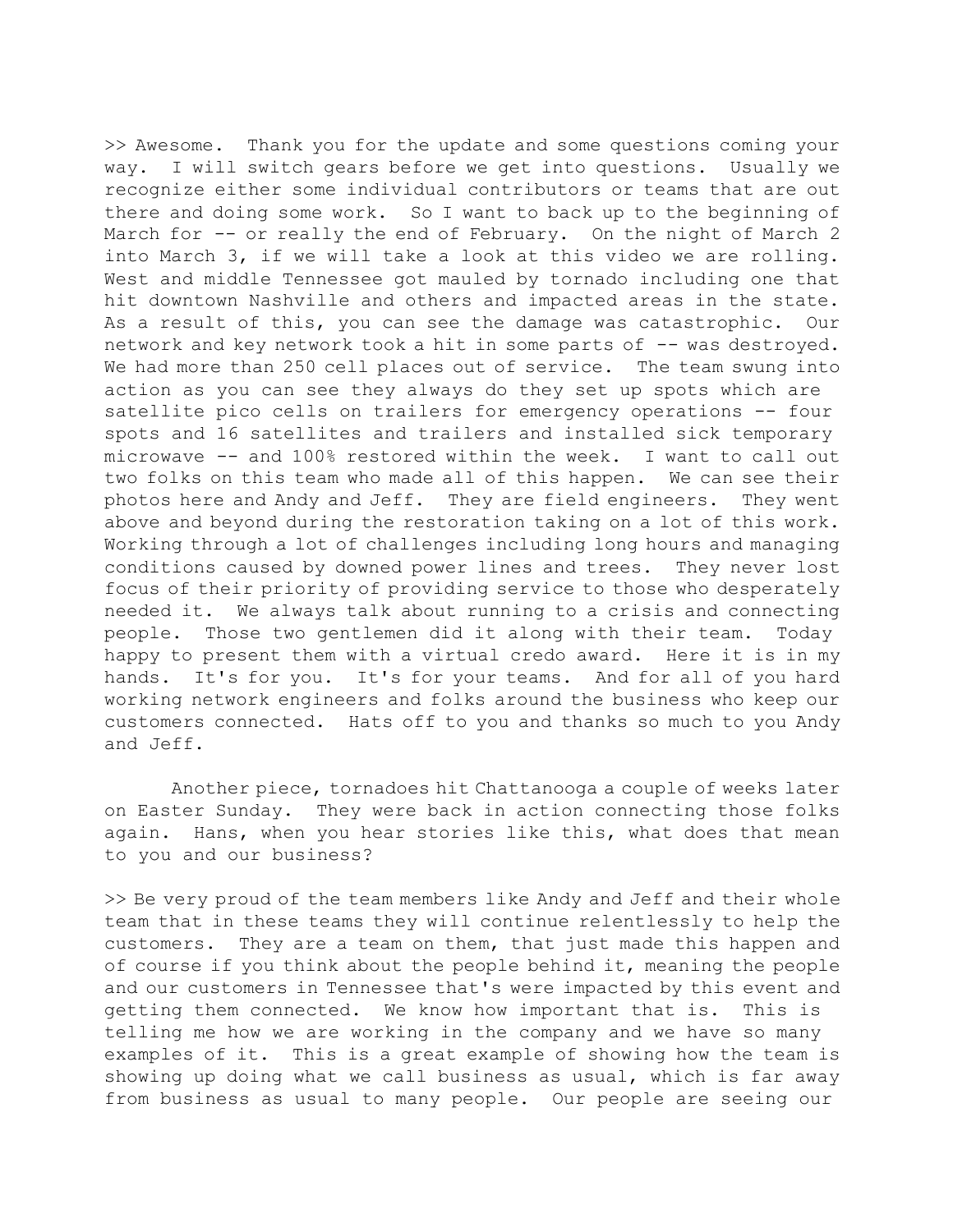>> Awesome. Thank you for the update and some questions coming your way. I will switch gears before we get into questions. Usually we recognize either some individual contributors or teams that are out there and doing some work. So I want to back up to the beginning of March for -- or really the end of February. On the night of March 2 into March 3, if we will take a look at this video we are rolling. West and middle Tennessee got mauled by tornado including one that hit downtown Nashville and others and impacted areas in the state. As a result of this, you can see the damage was catastrophic. Our network and key network took a hit in some parts of -- was destroyed. We had more than 250 cell places out of service. The team swung into action as you can see they always do they set up spots which are satellite pico cells on trailers for emergency operations -- four spots and 16 satellites and trailers and installed sick temporary microwave -- and 100% restored within the week. I want to call out two folks on this team who made all of this happen. We can see their photos here and Andy and Jeff. They are field engineers. They went above and beyond during the restoration taking on a lot of this work. Working through a lot of challenges including long hours and managing conditions caused by downed power lines and trees. They never lost focus of their priority of providing service to those who desperately needed it. We always talk about running to a crisis and connecting people. Those two gentlemen did it along with their team. Today happy to present them with a virtual credo award. Here it is in my hands. It's for you. It's for your teams. And for all of you hard working network engineers and folks around the business who keep our customers connected. Hats off to you and thanks so much to you Andy and Jeff.

Another piece, tornadoes hit Chattanooga a couple of weeks later on Easter Sunday. They were back in action connecting those folks again. Hans, when you hear stories like this, what does that mean to you and our business?

>> Be very proud of the team members like Andy and Jeff and their whole team that in these teams they will continue relentlessly to help the customers. They are a team on them, that just made this happen and of course if you think about the people behind it, meaning the people and our customers in Tennessee that's were impacted by this event and getting them connected. We know how important that is. This is telling me how we are working in the company and we have so many examples of it. This is a great example of showing how the team is showing up doing what we call business as usual, which is far away from business as usual to many people. Our people are seeing our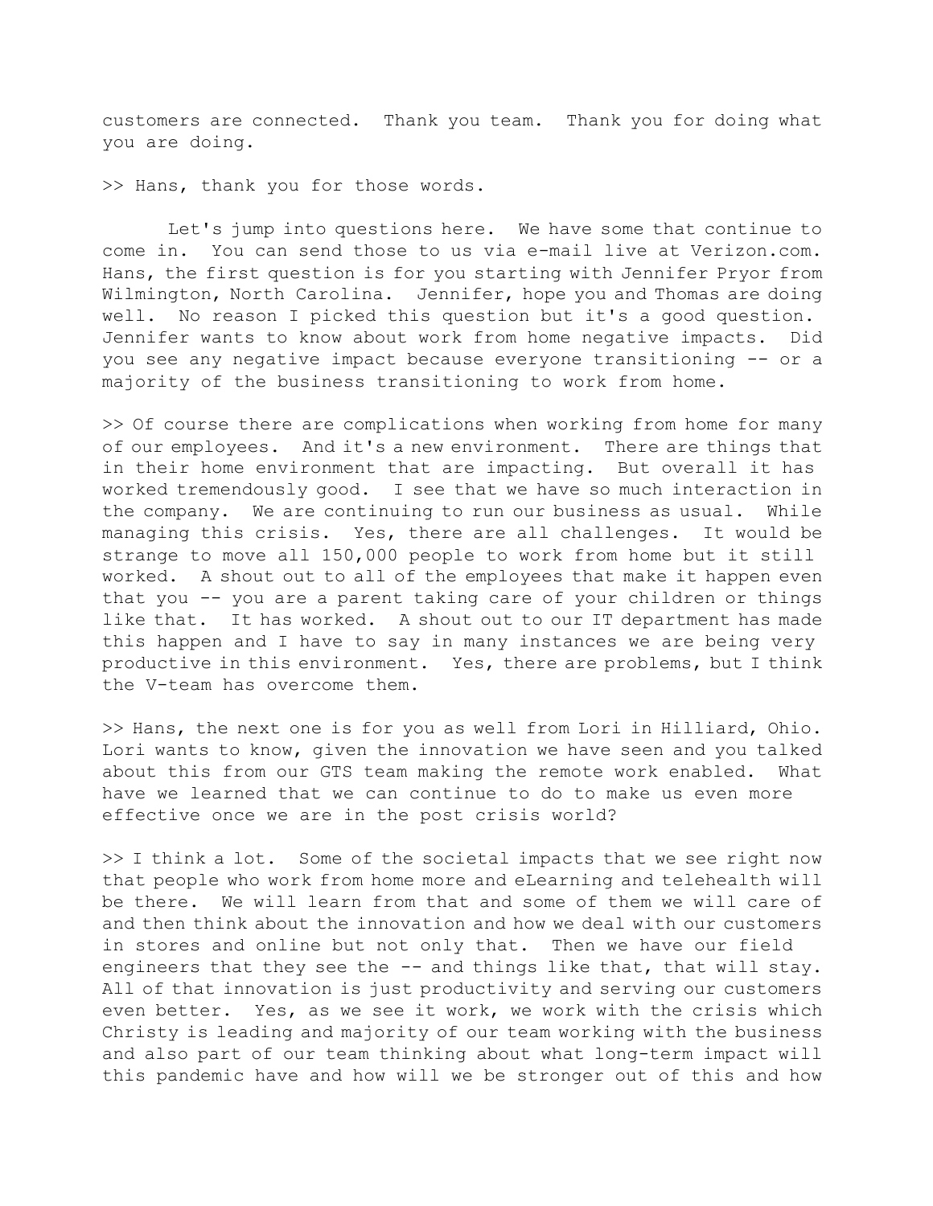customers are connected. Thank you team. Thank you for doing what you are doing.

>> Hans, thank you for those words.

Let's jump into questions here. We have some that continue to come in. You can send those to us via e-mail live at Verizon.com. Hans, the first question is for you starting with Jennifer Pryor from Wilmington, North Carolina. Jennifer, hope you and Thomas are doing well. No reason I picked this question but it's a good question. Jennifer wants to know about work from home negative impacts. Did you see any negative impact because everyone transitioning -- or a majority of the business transitioning to work from home.

>> Of course there are complications when working from home for many of our employees. And it's a new environment. There are things that in their home environment that are impacting. But overall it has worked tremendously good. I see that we have so much interaction in the company. We are continuing to run our business as usual. While managing this crisis. Yes, there are all challenges. It would be strange to move all 150,000 people to work from home but it still worked. A shout out to all of the employees that make it happen even that you -- you are a parent taking care of your children or things like that. It has worked. A shout out to our IT department has made this happen and I have to say in many instances we are being very productive in this environment. Yes, there are problems, but I think the V-team has overcome them.

>> Hans, the next one is for you as well from Lori in Hilliard, Ohio. Lori wants to know, given the innovation we have seen and you talked about this from our GTS team making the remote work enabled. What have we learned that we can continue to do to make us even more effective once we are in the post crisis world?

>> I think a lot. Some of the societal impacts that we see right now that people who work from home more and eLearning and telehealth will be there. We will learn from that and some of them we will care of and then think about the innovation and how we deal with our customers in stores and online but not only that. Then we have our field engineers that they see the -- and things like that, that will stay. All of that innovation is just productivity and serving our customers even better. Yes, as we see it work, we work with the crisis which Christy is leading and majority of our team working with the business and also part of our team thinking about what long-term impact will this pandemic have and how will we be stronger out of this and how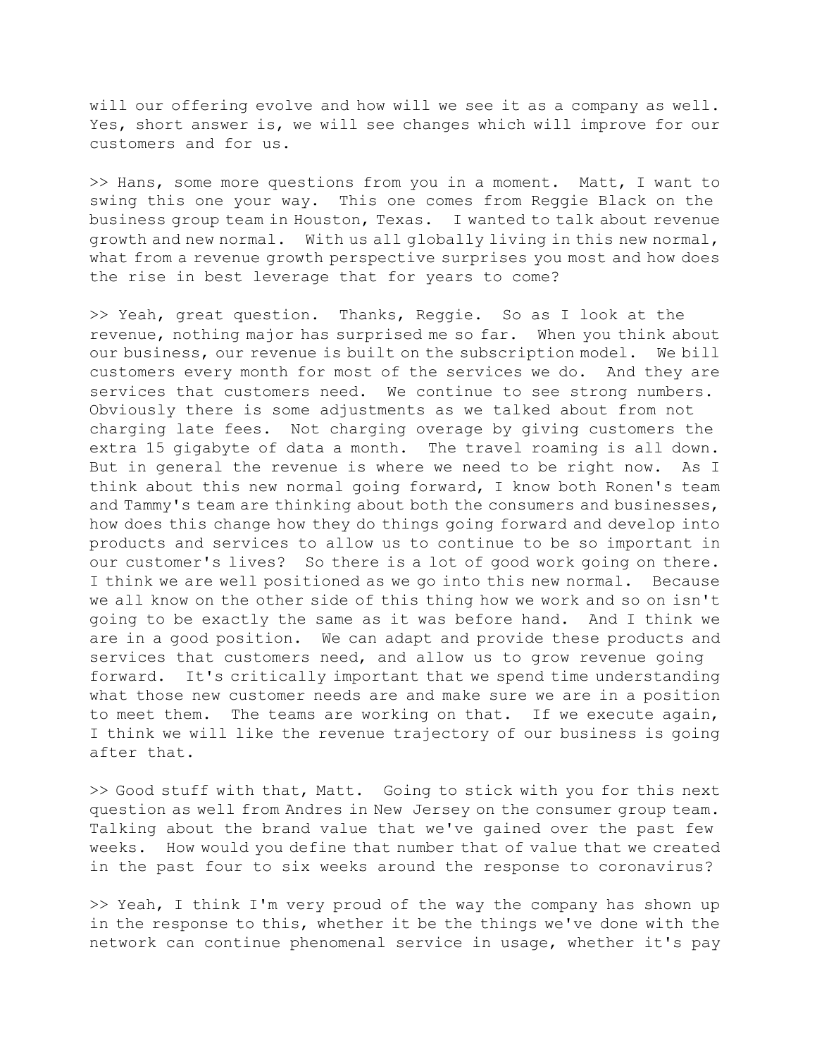will our offering evolve and how will we see it as a company as well. Yes, short answer is, we will see changes which will improve for our customers and for us.

>> Hans, some more questions from you in a moment. Matt, I want to swing this one your way. This one comes from Reggie Black on the business group team in Houston, Texas. I wanted to talk about revenue growth and new normal. With us all globally living in this new normal, what from a revenue growth perspective surprises you most and how does the rise in best leverage that for years to come?

>> Yeah, great question. Thanks, Reggie. So as I look at the revenue, nothing major has surprised me so far. When you think about our business, our revenue is built on the subscription model. We bill customers every month for most of the services we do. And they are services that customers need. We continue to see strong numbers. Obviously there is some adjustments as we talked about from not charging late fees. Not charging overage by giving customers the extra 15 gigabyte of data a month. The travel roaming is all down. But in general the revenue is where we need to be right now. As I think about this new normal going forward, I know both Ronen's team and Tammy's team are thinking about both the consumers and businesses, how does this change how they do things going forward and develop into products and services to allow us to continue to be so important in our customer's lives? So there is a lot of good work going on there. I think we are well positioned as we go into this new normal. Because we all know on the other side of this thing how we work and so on isn't going to be exactly the same as it was before hand. And I think we are in a good position. We can adapt and provide these products and services that customers need, and allow us to grow revenue going forward. It's critically important that we spend time understanding what those new customer needs are and make sure we are in a position to meet them. The teams are working on that. If we execute again, I think we will like the revenue trajectory of our business is going after that.

>> Good stuff with that, Matt. Going to stick with you for this next question as well from Andres in New Jersey on the consumer group team. Talking about the brand value that we've gained over the past few weeks. How would you define that number that of value that we created in the past four to six weeks around the response to coronavirus?

>> Yeah, I think I'm very proud of the way the company has shown up in the response to this, whether it be the things we've done with the network can continue phenomenal service in usage, whether it's pay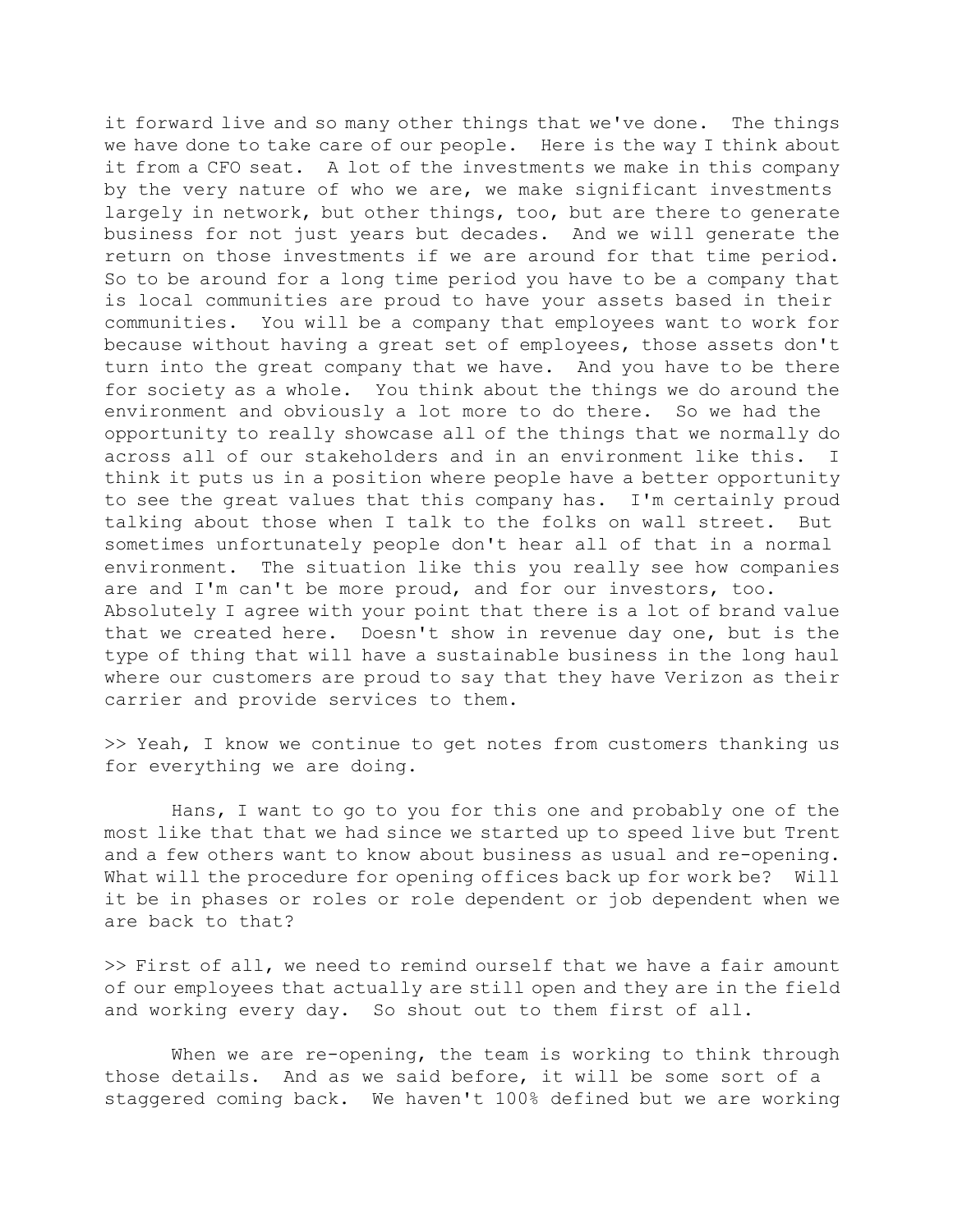it forward live and so many other things that we've done. The things we have done to take care of our people. Here is the way I think about it from a CFO seat. A lot of the investments we make in this company by the very nature of who we are, we make significant investments largely in network, but other things, too, but are there to generate business for not just years but decades. And we will generate the return on those investments if we are around for that time period. So to be around for a long time period you have to be a company that is local communities are proud to have your assets based in their communities. You will be a company that employees want to work for because without having a great set of employees, those assets don't turn into the great company that we have. And you have to be there for society as a whole. You think about the things we do around the environment and obviously a lot more to do there. So we had the opportunity to really showcase all of the things that we normally do across all of our stakeholders and in an environment like this. I think it puts us in a position where people have a better opportunity to see the great values that this company has. I'm certainly proud talking about those when I talk to the folks on wall street. But sometimes unfortunately people don't hear all of that in a normal environment. The situation like this you really see how companies are and I'm can't be more proud, and for our investors, too. Absolutely I agree with your point that there is a lot of brand value that we created here. Doesn't show in revenue day one, but is the type of thing that will have a sustainable business in the long haul where our customers are proud to say that they have Verizon as their carrier and provide services to them.

>> Yeah, I know we continue to get notes from customers thanking us for everything we are doing.

Hans, I want to go to you for this one and probably one of the most like that that we had since we started up to speed live but Trent and a few others want to know about business as usual and re-opening. What will the procedure for opening offices back up for work be? Will it be in phases or roles or role dependent or job dependent when we are back to that?

>> First of all, we need to remind ourself that we have a fair amount of our employees that actually are still open and they are in the field and working every day. So shout out to them first of all.

When we are re-opening, the team is working to think through those details. And as we said before, it will be some sort of a staggered coming back. We haven't 100% defined but we are working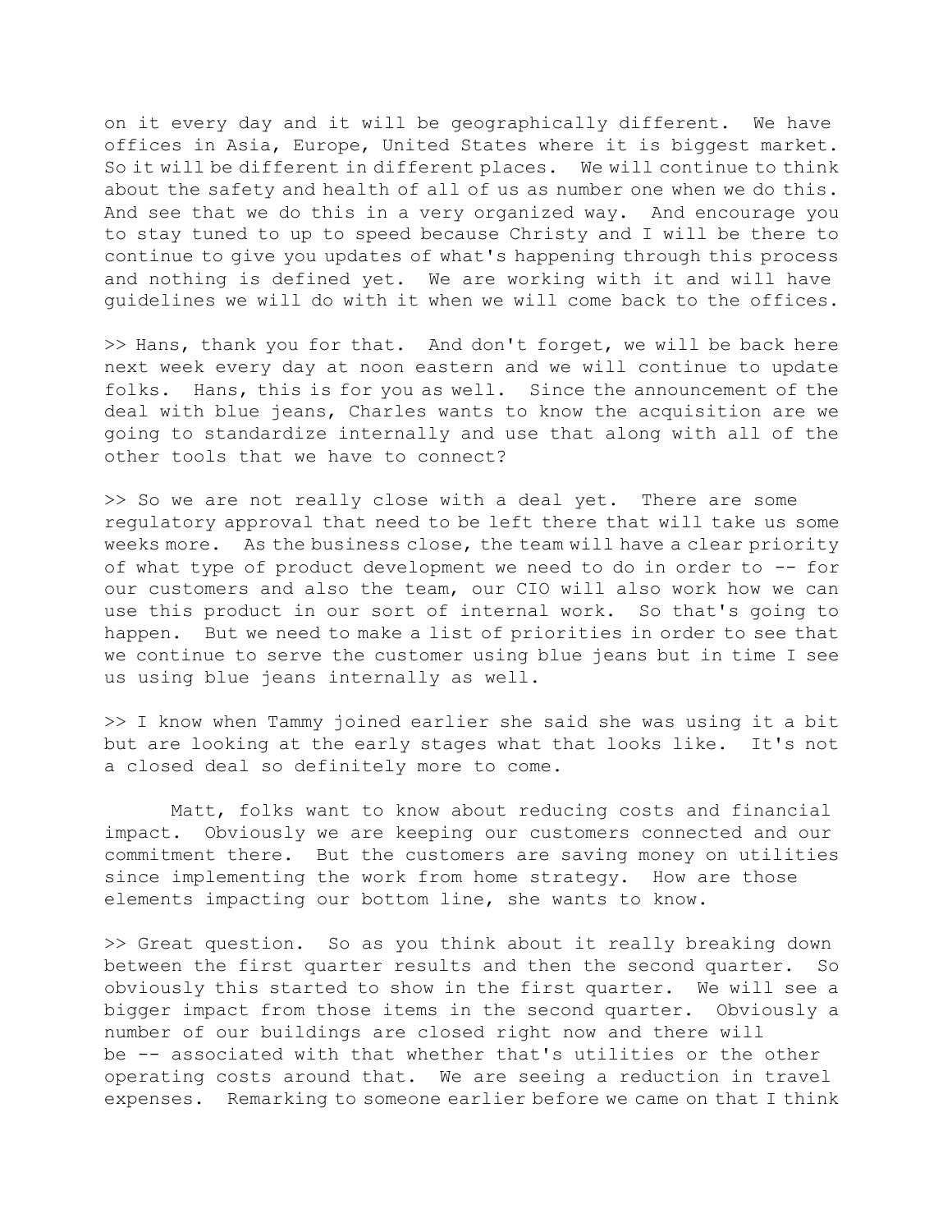on it every day and it will be geographically different. We have offices in Asia, Europe, United States where it is biggest market. So it will be different in different places. We will continue to think about the safety and health of all of us as number one when we do this. And see that we do this in a very organized way. And encourage you to stay tuned to up to speed because Christy and I will be there to continue to give you updates of what's happening through this process and nothing is defined yet. We are working with it and will have guidelines we will do with it when we will come back to the offices.

>> Hans, thank you for that. And don't forget, we will be back here next week every day at noon eastern and we will continue to update folks. Hans, this is for you as well. Since the announcement of the deal with blue jeans, Charles wants to know the acquisition are we going to standardize internally and use that along with all of the other tools that we have to connect?

>> So we are not really close with a deal yet. There are some regulatory approval that need to be left there that will take us some weeks more. As the business close, the team will have a clear priority of what type of product development we need to do in order to -- for our customers and also the team, our CIO will also work how we can use this product in our sort of internal work. So that's going to happen. But we need to make a list of priorities in order to see that we continue to serve the customer using blue jeans but in time I see us using blue jeans internally as well.

>> I know when Tammy joined earlier she said she was using it a bit but are looking at the early stages what that looks like. It's not a closed deal so definitely more to come.

Matt, folks want to know about reducing costs and financial impact. Obviously we are keeping our customers connected and our commitment there. But the customers are saving money on utilities since implementing the work from home strategy. How are those elements impacting our bottom line, she wants to know.

>> Great question. So as you think about it really breaking down between the first quarter results and then the second quarter. So obviously this started to show in the first quarter. We will see a bigger impact from those items in the second quarter. Obviously a number of our buildings are closed right now and there will be -- associated with that whether that's utilities or the other operating costs around that. We are seeing a reduction in travel expenses. Remarking to someone earlier before we came on that I think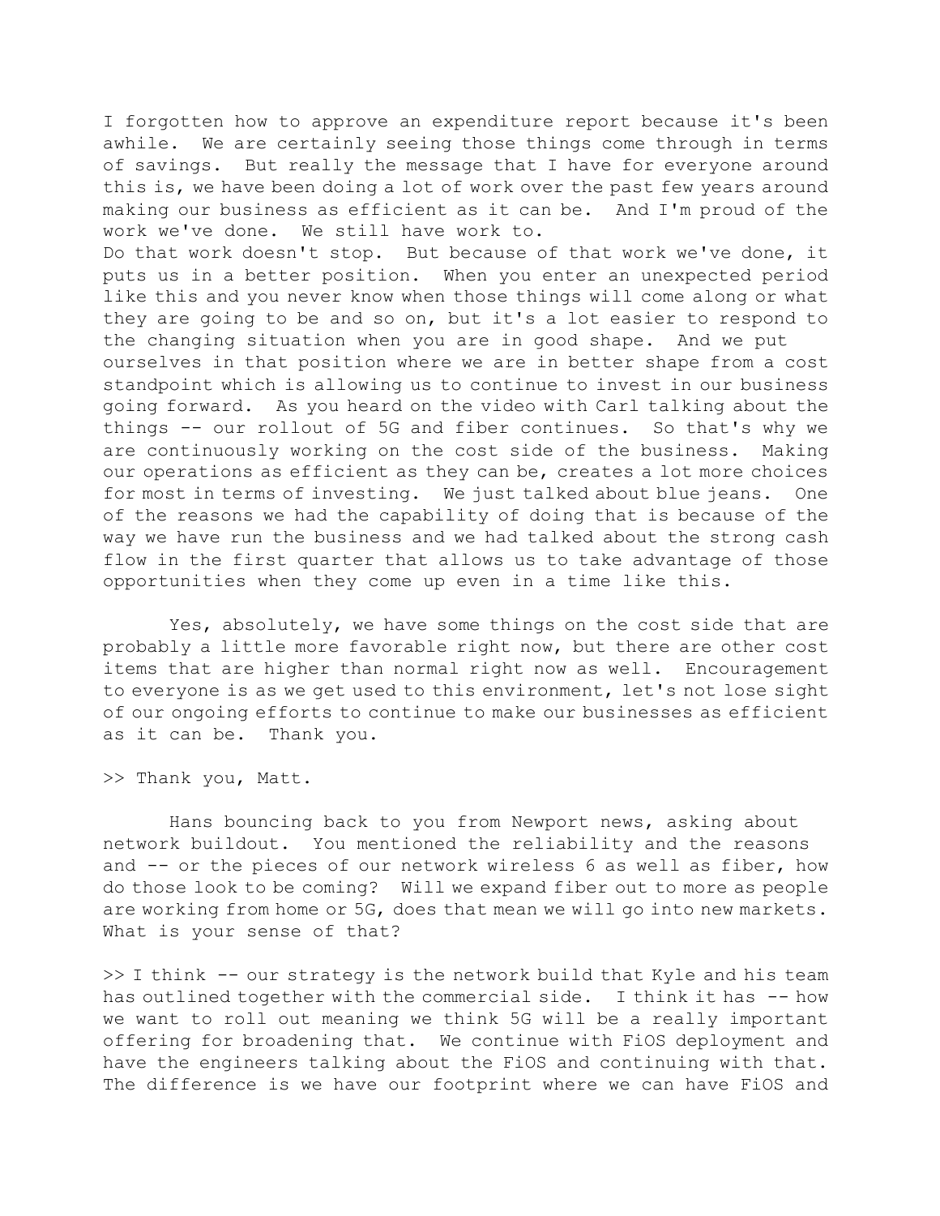I forgotten how to approve an expenditure report because it's been awhile. We are certainly seeing those things come through in terms of savings. But really the message that I have for everyone around this is, we have been doing a lot of work over the past few years around making our business as efficient as it can be. And I'm proud of the work we've done. We still have work to.
Do that work doesn't stop. But because of that work we've done, it puts us in a better position. When you enter an unexpected period like this and you never know when those things will come along or what they are going to be and so on, but it's a lot easier to respond to the changing situation when you are in good shape. And we put ourselves in that position where we are in better shape from a cost standpoint which is allowing us to continue to invest in our business going forward. As you heard on the video with Carl talking about the things -- our rollout of 5G and fiber continues. So that's why we are continuously working on the cost side of the business. Making our operations as efficient as they can be, creates a lot more choices for most in terms of investing. We just talked about blue jeans. One of the reasons we had the capability of doing that is because of the way we have run the business and we had talked about the strong cash flow in the first quarter that allows us to take advantage of those opportunities when they come up even in a time like this.

Yes, absolutely, we have some things on the cost side that are probably a little more favorable right now, but there are other cost items that are higher than normal right now as well. Encouragement to everyone is as we get used to this environment, let's not lose sight of our ongoing efforts to continue to make our businesses as efficient as it can be. Thank you.

>> Thank you, Matt.

Hans bouncing back to you from Newport news, asking about network buildout. You mentioned the reliability and the reasons and -- or the pieces of our network wireless 6 as well as fiber, how do those look to be coming? Will we expand fiber out to more as people are working from home or 5G, does that mean we will go into new markets. What is your sense of that?

>> I think -- our strategy is the network build that Kyle and his team has outlined together with the commercial side. I think it has -- how we want to roll out meaning we think 5G will be a really important offering for broadening that. We continue with FiOS deployment and have the engineers talking about the FiOS and continuing with that. The difference is we have our footprint where we can have FiOS and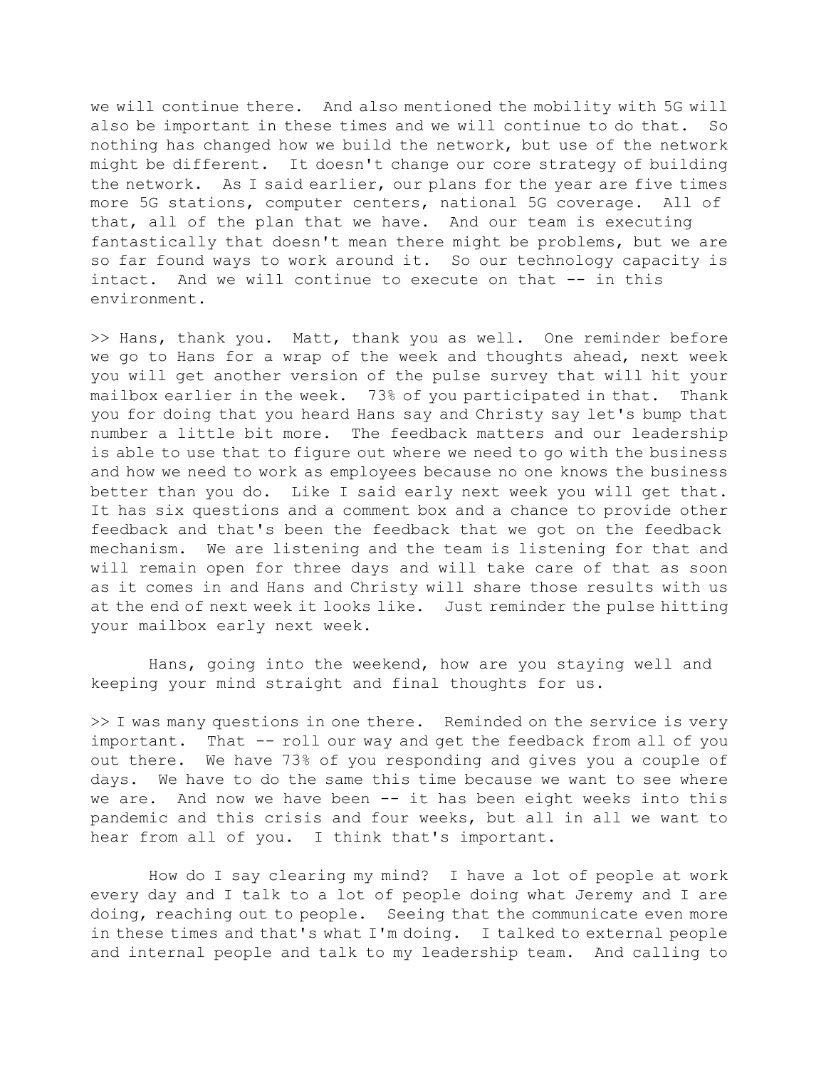we will continue there. And also mentioned the mobility with 5G will also be important in these times and we will continue to do that. So nothing has changed how we build the network, but use of the network might be different. It doesn't change our core strategy of building the network. As I said earlier, our plans for the year are five times more 5G stations, computer centers, national 5G coverage. All of that, all of the plan that we have. And our team is executing fantastically that doesn't mean there might be problems, but we are so far found ways to work around it. So our technology capacity is intact. And we will continue to execute on that -- in this environment.

>> Hans, thank you. Matt, thank you as well. One reminder before we go to Hans for a wrap of the week and thoughts ahead, next week you will get another version of the pulse survey that will hit your mailbox earlier in the week. 73% of you participated in that. Thank you for doing that you heard Hans say and Christy say let's bump that number a little bit more. The feedback matters and our leadership is able to use that to figure out where we need to go with the business and how we need to work as employees because no one knows the business better than you do. Like I said early next week you will get that. It has six questions and a comment box and a chance to provide other feedback and that's been the feedback that we got on the feedback mechanism. We are listening and the team is listening for that and will remain open for three days and will take care of that as soon as it comes in and Hans and Christy will share those results with us at the end of next week it looks like. Just reminder the pulse hitting your mailbox early next week.

Hans, going into the weekend, how are you staying well and keeping your mind straight and final thoughts for us.

>> I was many questions in one there. Reminded on the service is very important. That -- roll our way and get the feedback from all of you out there. We have 73% of you responding and gives you a couple of days. We have to do the same this time because we want to see where we are. And now we have been -- it has been eight weeks into this pandemic and this crisis and four weeks, but all in all we want to hear from all of you. I think that's important.

How do I say clearing my mind? I have a lot of people at work every day and I talk to a lot of people doing what Jeremy and I are doing, reaching out to people. Seeing that the communicate even more in these times and that's what I'm doing. I talked to external people and internal people and talk to my leadership team. And calling to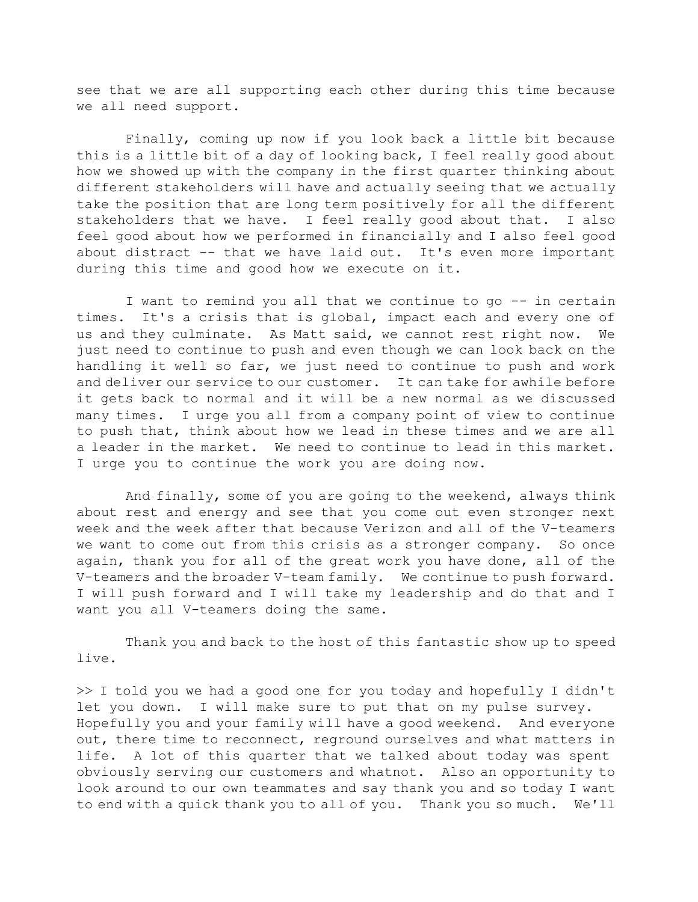see that we are all supporting each other during this time because we all need support.

Finally, coming up now if you look back a little bit because this is a little bit of a day of looking back, I feel really good about how we showed up with the company in the first quarter thinking about different stakeholders will have and actually seeing that we actually take the position that are long term positively for all the different stakeholders that we have. I feel really good about that. I also feel good about how we performed in financially and I also feel good about distract -- that we have laid out. It's even more important during this time and good how we execute on it.

I want to remind you all that we continue to go -- in certain times. It's a crisis that is global, impact each and every one of us and they culminate. As Matt said, we cannot rest right now. We just need to continue to push and even though we can look back on the handling it well so far, we just need to continue to push and work and deliver our service to our customer. It can take for awhile before it gets back to normal and it will be a new normal as we discussed many times. I urge you all from a company point of view to continue to push that, think about how we lead in these times and we are all a leader in the market. We need to continue to lead in this market. I urge you to continue the work you are doing now.

And finally, some of you are going to the weekend, always think about rest and energy and see that you come out even stronger next week and the week after that because Verizon and all of the V-teamers we want to come out from this crisis as a stronger company. So once again, thank you for all of the great work you have done, all of the V-teamers and the broader V-team family. We continue to push forward. I will push forward and I will take my leadership and do that and I want you all V-teamers doing the same.

Thank you and back to the host of this fantastic show up to speed live.

>> I told you we had a good one for you today and hopefully I didn't let you down. I will make sure to put that on my pulse survey. Hopefully you and your family will have a good weekend. And everyone out, there time to reconnect, reground ourselves and what matters in life. A lot of this quarter that we talked about today was spent obviously serving our customers and whatnot. Also an opportunity to look around to our own teammates and say thank you and so today I want to end with a quick thank you to all of you. Thank you so much. We'll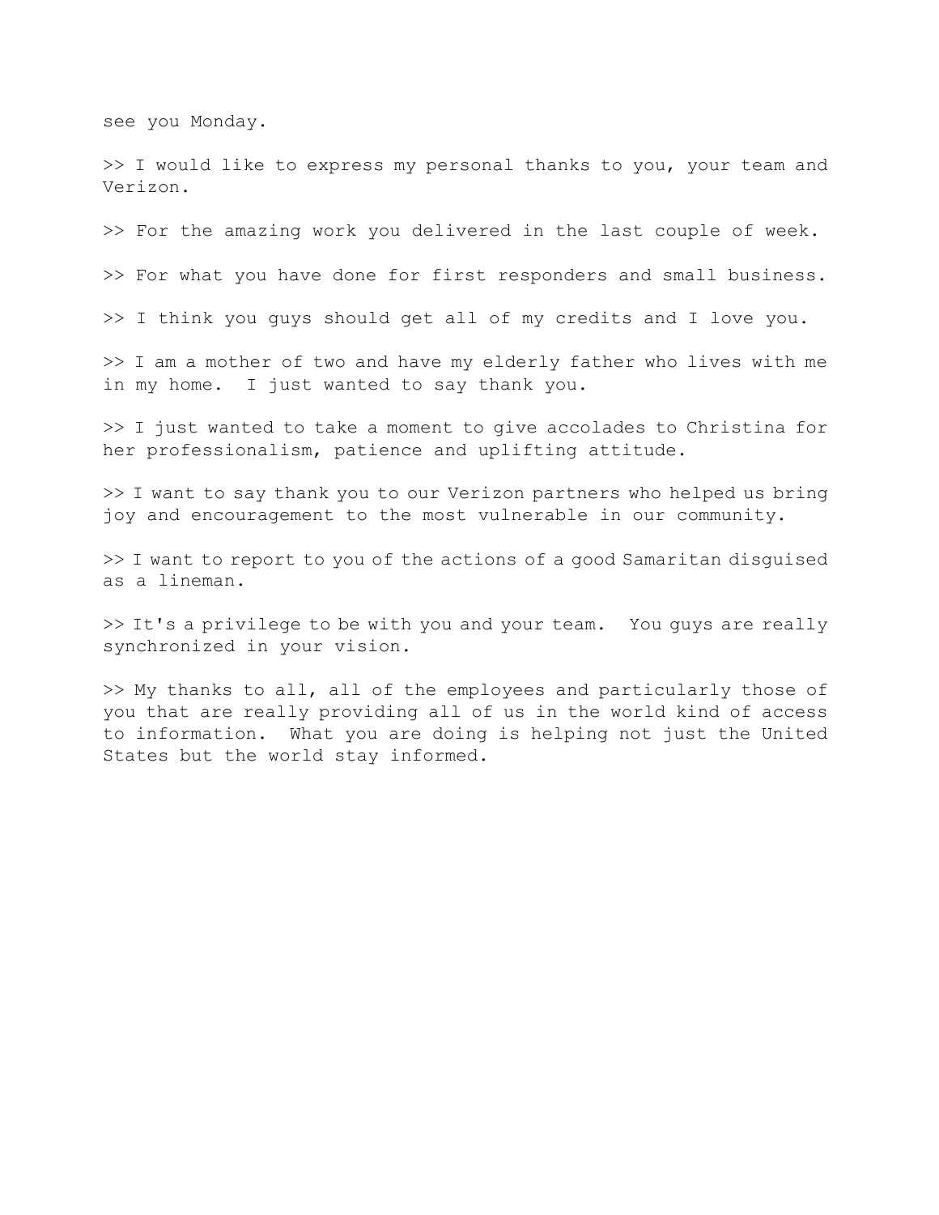see you Monday.

>> I would like to express my personal thanks to you, your team and Verizon.

>> For the amazing work you delivered in the last couple of week.

>> For what you have done for first responders and small business.

>> I think you guys should get all of my credits and I love you.

>> I am a mother of two and have my elderly father who lives with me in my home.  I just wanted to say thank you.

>> I just wanted to take a moment to give accolades to Christina for her professionalism, patience and uplifting attitude.

>> I want to say thank you to our Verizon partners who helped us bring joy and encouragement to the most vulnerable in our community.

>> I want to report to you of the actions of a good Samaritan disguised as a lineman.

>> It's a privilege to be with you and your team.  You guys are really synchronized in your vision.

>> My thanks to all, all of the employees and particularly those of you that are really providing all of us in the world kind of access to information.  What you are doing is helping not just the United States but the world stay informed.